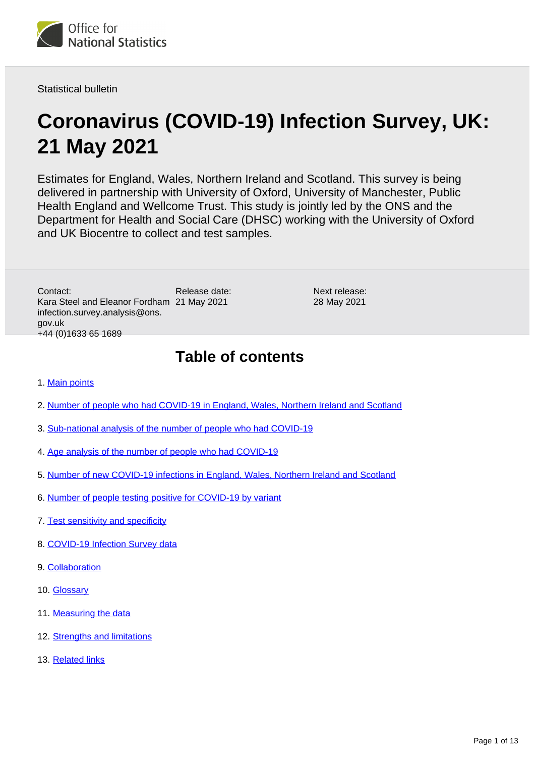Statistical bulletin

# Coronavirus (COVID-19) Infection Survey, UK: 21 May 2021

Estimates for England, Wales, Northern Ireland and Scotland. This survey is being delivered in partnership with University of Oxford, University of Manchester, Public Health England and Wellcome Trust. This study is jointly led by the ONS and the Department for Health and Social Care (DHSC) working with the University of Oxford and UK Biocentre to collect and test samples.

Contact:
Kara Steel and Eleanor Fordham
infection.survey.analysis@ons.gov.uk
+44 (0)1633 65 1689

Release date:
21 May 2021

Next release:
28 May 2021

## Table of contents

1. Main points
2. Number of people who had COVID-19 in England, Wales, Northern Ireland and Scotland
3. Sub-national analysis of the number of people who had COVID-19
4. Age analysis of the number of people who had COVID-19
5. Number of new COVID-19 infections in England, Wales, Northern Ireland and Scotland
6. Number of people testing positive for COVID-19 by variant
7. Test sensitivity and specificity
8. COVID-19 Infection Survey data
9. Collaboration
10. Glossary
11. Measuring the data
12. Strengths and limitations
13. Related links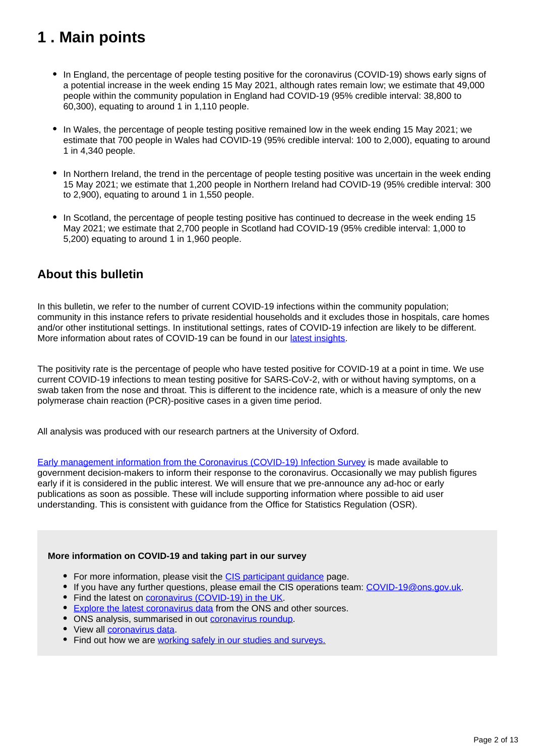# 1 . Main points

- In England, the percentage of people testing positive for the coronavirus (COVID-19) shows early signs of a potential increase in the week ending 15 May 2021, although rates remain low; we estimate that 49,000 people within the community population in England had COVID-19 (95% credible interval: 38,800 to 60,300), equating to around 1 in 1,110 people.
- In Wales, the percentage of people testing positive remained low in the week ending 15 May 2021; we estimate that 700 people in Wales had COVID-19 (95% credible interval: 100 to 2,000), equating to around 1 in 4,340 people.
- In Northern Ireland, the trend in the percentage of people testing positive was uncertain in the week ending 15 May 2021; we estimate that 1,200 people in Northern Ireland had COVID-19 (95% credible interval: 300 to 2,900), equating to around 1 in 1,550 people.
- In Scotland, the percentage of people testing positive has continued to decrease in the week ending 15 May 2021; we estimate that 2,700 people in Scotland had COVID-19 (95% credible interval: 1,000 to 5,200) equating to around 1 in 1,960 people.

## About this bulletin

In this bulletin, we refer to the number of current COVID-19 infections within the community population; community in this instance refers to private residential households and it excludes those in hospitals, care homes and/or other institutional settings. In institutional settings, rates of COVID-19 infection are likely to be different. More information about rates of COVID-19 can be found in our latest insights.

The positivity rate is the percentage of people who have tested positive for COVID-19 at a point in time. We use current COVID-19 infections to mean testing positive for SARS-CoV-2, with or without having symptoms, on a swab taken from the nose and throat. This is different to the incidence rate, which is a measure of only the new polymerase chain reaction (PCR)-positive cases in a given time period.

All analysis was produced with our research partners at the University of Oxford.

Early management information from the Coronavirus (COVID-19) Infection Survey is made available to government decision-makers to inform their response to the coronavirus. Occasionally we may publish figures early if it is considered in the public interest. We will ensure that we pre-announce any ad-hoc or early publications as soon as possible. These will include supporting information where possible to aid user understanding. This is consistent with guidance from the Office for Statistics Regulation (OSR).

**More information on COVID-19 and taking part in our survey**

- For more information, please visit the CIS participant guidance page.
- If you have any further questions, please email the CIS operations team: COVID-19@ons.gov.uk.
- Find the latest on coronavirus (COVID-19) in the UK.
- Explore the latest coronavirus data from the ONS and other sources.
- ONS analysis, summarised in out coronavirus roundup.
- View all coronavirus data.
- Find out how we are working safely in our studies and surveys.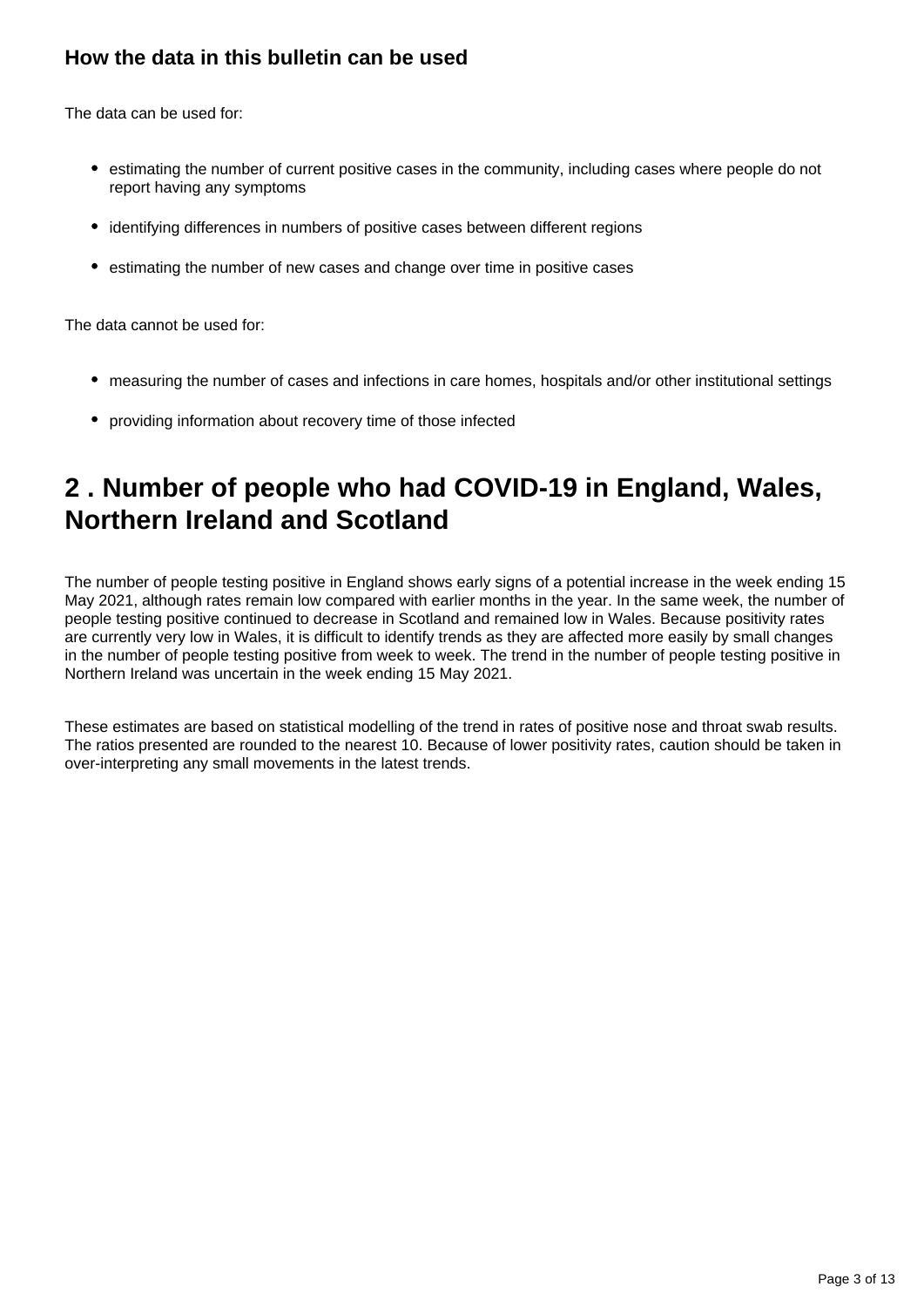### How the data in this bulletin can be used

The data can be used for:

- estimating the number of current positive cases in the community, including cases where people do not report having any symptoms
- identifying differences in numbers of positive cases between different regions
- estimating the number of new cases and change over time in positive cases

The data cannot be used for:

- measuring the number of cases and infections in care homes, hospitals and/or other institutional settings
- providing information about recovery time of those infected

## 2 . Number of people who had COVID-19 in England, Wales, Northern Ireland and Scotland

The number of people testing positive in England shows early signs of a potential increase in the week ending 15 May 2021, although rates remain low compared with earlier months in the year. In the same week, the number of people testing positive continued to decrease in Scotland and remained low in Wales. Because positivity rates are currently very low in Wales, it is difficult to identify trends as they are affected more easily by small changes in the number of people testing positive from week to week. The trend in the number of people testing positive in Northern Ireland was uncertain in the week ending 15 May 2021.

These estimates are based on statistical modelling of the trend in rates of positive nose and throat swab results. The ratios presented are rounded to the nearest 10. Because of lower positivity rates, caution should be taken in over-interpreting any small movements in the latest trends.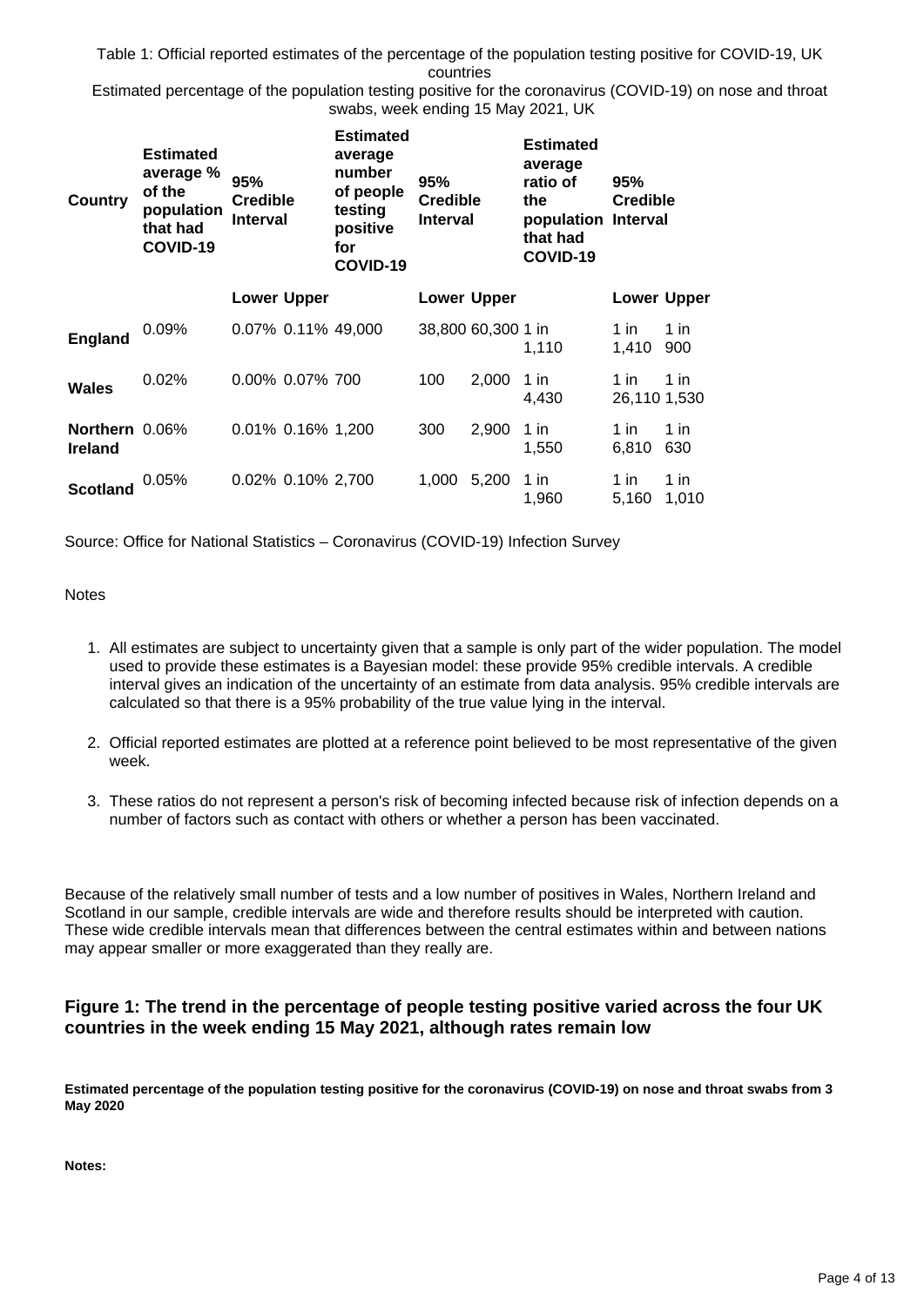Table 1: Official reported estimates of the percentage of the population testing positive for COVID-19, UK countries

Estimated percentage of the population testing positive for the coronavirus (COVID-19) on nose and throat swabs, week ending 15 May 2021, UK

| Country | Estimated average % of the population that had COVID-19 | 95% Credible Interval | | Estimated average number of people testing positive for COVID-19 | 95% Credible Interval | | Estimated average ratio of the population that had COVID-19 | 95% Credible Interval | |
|---|---|---|---|---|---|---|---|---|---|
| | | Lower | Upper | | Lower | Upper | | Lower | Upper |
| **England** | 0.09% | 0.07% | 0.11% | 49,000 | 38,800 | 60,300 | 1 in 1,110 | 1 in 1,410 | 1 in 900 |
| **Wales** | 0.02% | 0.00% | 0.07% | 700 | 100 | 2,000 | 1 in 4,430 | 1 in 26,110 | 1 in 1,530 |
| **Northern Ireland** | 0.06% | 0.01% | 0.16% | 1,200 | 300 | 2,900 | 1 in 1,550 | 1 in 6,810 | 1 in 630 |
| **Scotland** | 0.05% | 0.02% | 0.10% | 2,700 | 1,000 | 5,200 | 1 in 1,960 | 1 in 5,160 | 1 in 1,010 |

Source: Office for National Statistics – Coronavirus (COVID-19) Infection Survey

Notes

1. All estimates are subject to uncertainty given that a sample is only part of the wider population. The model used to provide these estimates is a Bayesian model: these provide 95% credible intervals. A credible interval gives an indication of the uncertainty of an estimate from data analysis. 95% credible intervals are calculated so that there is a 95% probability of the true value lying in the interval.

2. Official reported estimates are plotted at a reference point believed to be most representative of the given week.

3. These ratios do not represent a person's risk of becoming infected because risk of infection depends on a number of factors such as contact with others or whether a person has been vaccinated.

Because of the relatively small number of tests and a low number of positives in Wales, Northern Ireland and Scotland in our sample, credible intervals are wide and therefore results should be interpreted with caution. These wide credible intervals mean that differences between the central estimates within and between nations may appear smaller or more exaggerated than they really are.

### Figure 1: The trend in the percentage of people testing positive varied across the four UK countries in the week ending 15 May 2021, although rates remain low

**Estimated percentage of the population testing positive for the coronavirus (COVID-19) on nose and throat swabs from 3 May 2020**

**Notes:**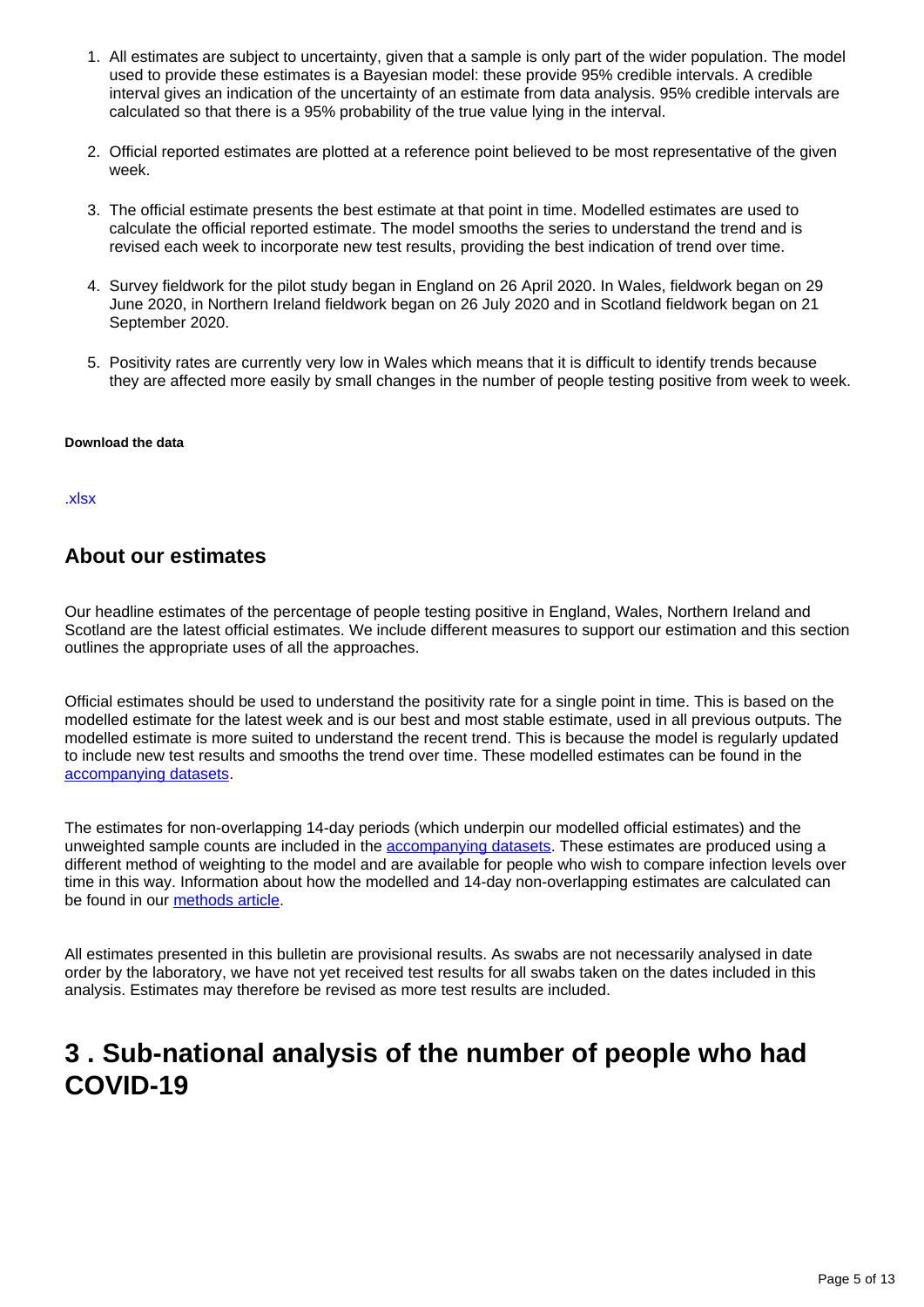1. All estimates are subject to uncertainty, given that a sample is only part of the wider population. The model used to provide these estimates is a Bayesian model: these provide 95% credible intervals. A credible interval gives an indication of the uncertainty of an estimate from data analysis. 95% credible intervals are calculated so that there is a 95% probability of the true value lying in the interval.

2. Official reported estimates are plotted at a reference point believed to be most representative of the given week.

3. The official estimate presents the best estimate at that point in time. Modelled estimates are used to calculate the official reported estimate. The model smooths the series to understand the trend and is revised each week to incorporate new test results, providing the best indication of trend over time.

4. Survey fieldwork for the pilot study began in England on 26 April 2020. In Wales, fieldwork began on 29 June 2020, in Northern Ireland fieldwork began on 26 July 2020 and in Scotland fieldwork began on 21 September 2020.

5. Positivity rates are currently very low in Wales which means that it is difficult to identify trends because they are affected more easily by small changes in the number of people testing positive from week to week.

**Download the data**

.xlsx

## About our estimates

Our headline estimates of the percentage of people testing positive in England, Wales, Northern Ireland and Scotland are the latest official estimates. We include different measures to support our estimation and this section outlines the appropriate uses of all the approaches.

Official estimates should be used to understand the positivity rate for a single point in time. This is based on the modelled estimate for the latest week and is our best and most stable estimate, used in all previous outputs. The modelled estimate is more suited to understand the recent trend. This is because the model is regularly updated to include new test results and smooths the trend over time. These modelled estimates can be found in the accompanying datasets.

The estimates for non-overlapping 14-day periods (which underpin our modelled official estimates) and the unweighted sample counts are included in the accompanying datasets. These estimates are produced using a different method of weighting to the model and are available for people who wish to compare infection levels over time in this way. Information about how the modelled and 14-day non-overlapping estimates are calculated can be found in our methods article.

All estimates presented in this bulletin are provisional results. As swabs are not necessarily analysed in date order by the laboratory, we have not yet received test results for all swabs taken on the dates included in this analysis. Estimates may therefore be revised as more test results are included.

# 3 . Sub-national analysis of the number of people who had COVID-19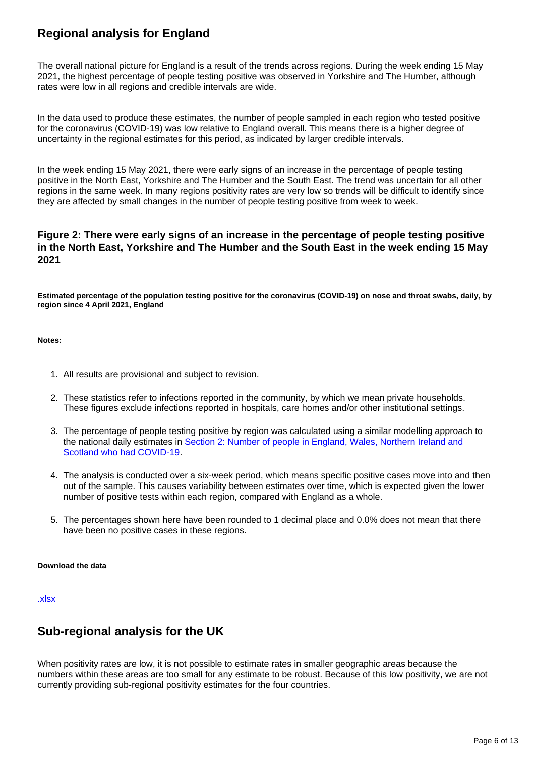## Regional analysis for England

The overall national picture for England is a result of the trends across regions. During the week ending 15 May 2021, the highest percentage of people testing positive was observed in Yorkshire and The Humber, although rates were low in all regions and credible intervals are wide.

In the data used to produce these estimates, the number of people sampled in each region who tested positive for the coronavirus (COVID-19) was low relative to England overall. This means there is a higher degree of uncertainty in the regional estimates for this period, as indicated by larger credible intervals.

In the week ending 15 May 2021, there were early signs of an increase in the percentage of people testing positive in the North East, Yorkshire and The Humber and the South East. The trend was uncertain for all other regions in the same week. In many regions positivity rates are very low so trends will be difficult to identify since they are affected by small changes in the number of people testing positive from week to week.

### Figure 2: There were early signs of an increase in the percentage of people testing positive in the North East, Yorkshire and The Humber and the South East in the week ending 15 May 2021

**Estimated percentage of the population testing positive for the coronavirus (COVID-19) on nose and throat swabs, daily, by region since 4 April 2021, England**

**Notes:**

1. All results are provisional and subject to revision.
2. These statistics refer to infections reported in the community, by which we mean private households. These figures exclude infections reported in hospitals, care homes and/or other institutional settings.
3. The percentage of people testing positive by region was calculated using a similar modelling approach to the national daily estimates in [Section 2: Number of people in England, Wales, Northern Ireland and Scotland who had COVID-19](#).
4. The analysis is conducted over a six-week period, which means specific positive cases move into and then out of the sample. This causes variability between estimates over time, which is expected given the lower number of positive tests within each region, compared with England as a whole.
5. The percentages shown here have been rounded to 1 decimal place and 0.0% does not mean that there have been no positive cases in these regions.

**Download the data**

.xlsx

## Sub-regional analysis for the UK

When positivity rates are low, it is not possible to estimate rates in smaller geographic areas because the numbers within these areas are too small for any estimate to be robust. Because of this low positivity, we are not currently providing sub-regional positivity estimates for the four countries.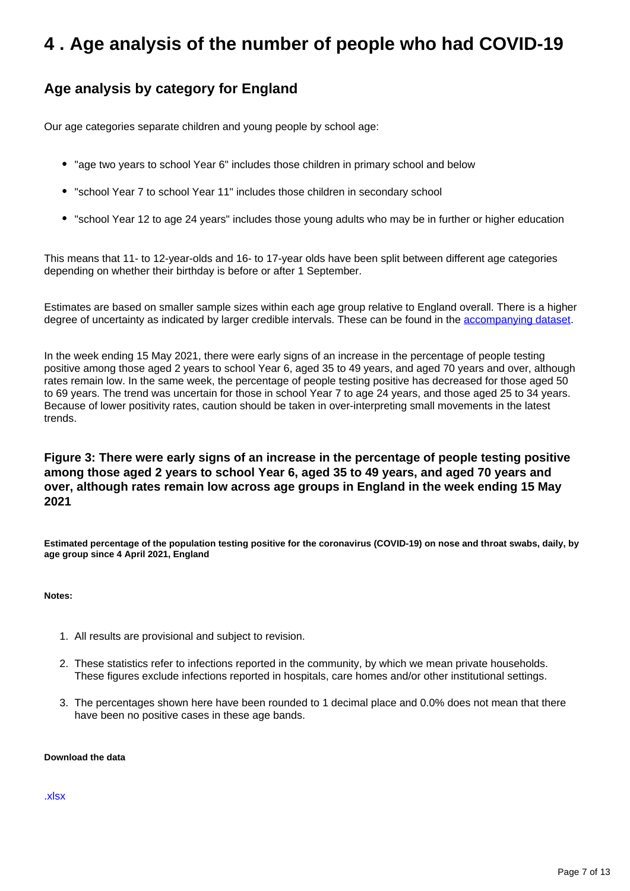# 4 . Age analysis of the number of people who had COVID-19

## Age analysis by category for England

Our age categories separate children and young people by school age:

- "age two years to school Year 6" includes those children in primary school and below
- "school Year 7 to school Year 11" includes those children in secondary school
- "school Year 12 to age 24 years" includes those young adults who may be in further or higher education

This means that 11- to 12-year-olds and 16- to 17-year olds have been split between different age categories depending on whether their birthday is before or after 1 September.

Estimates are based on smaller sample sizes within each age group relative to England overall. There is a higher degree of uncertainty as indicated by larger credible intervals. These can be found in the accompanying dataset.

In the week ending 15 May 2021, there were early signs of an increase in the percentage of people testing positive among those aged 2 years to school Year 6, aged 35 to 49 years, and aged 70 years and over, although rates remain low. In the same week, the percentage of people testing positive has decreased for those aged 50 to 69 years. The trend was uncertain for those in school Year 7 to age 24 years, and those aged 25 to 34 years. Because of lower positivity rates, caution should be taken in over-interpreting small movements in the latest trends.

### Figure 3: There were early signs of an increase in the percentage of people testing positive among those aged 2 years to school Year 6, aged 35 to 49 years, and aged 70 years and over, although rates remain low across age groups in England in the week ending 15 May 2021

**Estimated percentage of the population testing positive for the coronavirus (COVID-19) on nose and throat swabs, daily, by age group since 4 April 2021, England**

**Notes:**

1. All results are provisional and subject to revision.
2. These statistics refer to infections reported in the community, by which we mean private households. These figures exclude infections reported in hospitals, care homes and/or other institutional settings.
3. The percentages shown here have been rounded to 1 decimal place and 0.0% does not mean that there have been no positive cases in these age bands.

**Download the data**

.xlsx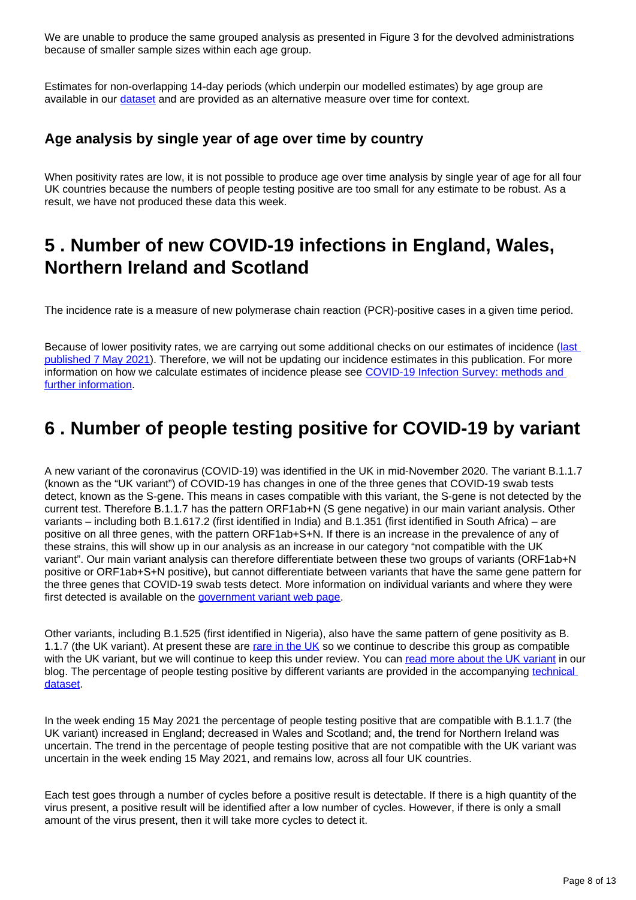We are unable to produce the same grouped analysis as presented in Figure 3 for the devolved administrations because of smaller sample sizes within each age group.

Estimates for non-overlapping 14-day periods (which underpin our modelled estimates) by age group are available in our dataset and are provided as an alternative measure over time for context.

### Age analysis by single year of age over time by country

When positivity rates are low, it is not possible to produce age over time analysis by single year of age for all four UK countries because the numbers of people testing positive are too small for any estimate to be robust. As a result, we have not produced these data this week.

## 5 . Number of new COVID-19 infections in England, Wales, Northern Ireland and Scotland

The incidence rate is a measure of new polymerase chain reaction (PCR)-positive cases in a given time period.

Because of lower positivity rates, we are carrying out some additional checks on our estimates of incidence (last published 7 May 2021). Therefore, we will not be updating our incidence estimates in this publication. For more information on how we calculate estimates of incidence please see COVID-19 Infection Survey: methods and further information.

## 6 . Number of people testing positive for COVID-19 by variant

A new variant of the coronavirus (COVID-19) was identified in the UK in mid-November 2020. The variant B.1.1.7 (known as the "UK variant") of COVID-19 has changes in one of the three genes that COVID-19 swab tests detect, known as the S-gene. This means in cases compatible with this variant, the S-gene is not detected by the current test. Therefore B.1.1.7 has the pattern ORF1ab+N (S gene negative) in our main variant analysis. Other variants – including both B.1.617.2 (first identified in India) and B.1.351 (first identified in South Africa) – are positive on all three genes, with the pattern ORF1ab+S+N. If there is an increase in the prevalence of any of these strains, this will show up in our analysis as an increase in our category "not compatible with the UK variant". Our main variant analysis can therefore differentiate between these two groups of variants (ORF1ab+N positive or ORF1ab+S+N positive), but cannot differentiate between variants that have the same gene pattern for the three genes that COVID-19 swab tests detect. More information on individual variants and where they were first detected is available on the government variant web page.

Other variants, including B.1.525 (first identified in Nigeria), also have the same pattern of gene positivity as B. 1.1.7 (the UK variant). At present these are rare in the UK so we continue to describe this group as compatible with the UK variant, but we will continue to keep this under review. You can read more about the UK variant in our blog. The percentage of people testing positive by different variants are provided in the accompanying technical dataset.

In the week ending 15 May 2021 the percentage of people testing positive that are compatible with B.1.1.7 (the UK variant) increased in England; decreased in Wales and Scotland; and, the trend for Northern Ireland was uncertain. The trend in the percentage of people testing positive that are not compatible with the UK variant was uncertain in the week ending 15 May 2021, and remains low, across all four UK countries.

Each test goes through a number of cycles before a positive result is detectable. If there is a high quantity of the virus present, a positive result will be identified after a low number of cycles. However, if there is only a small amount of the virus present, then it will take more cycles to detect it.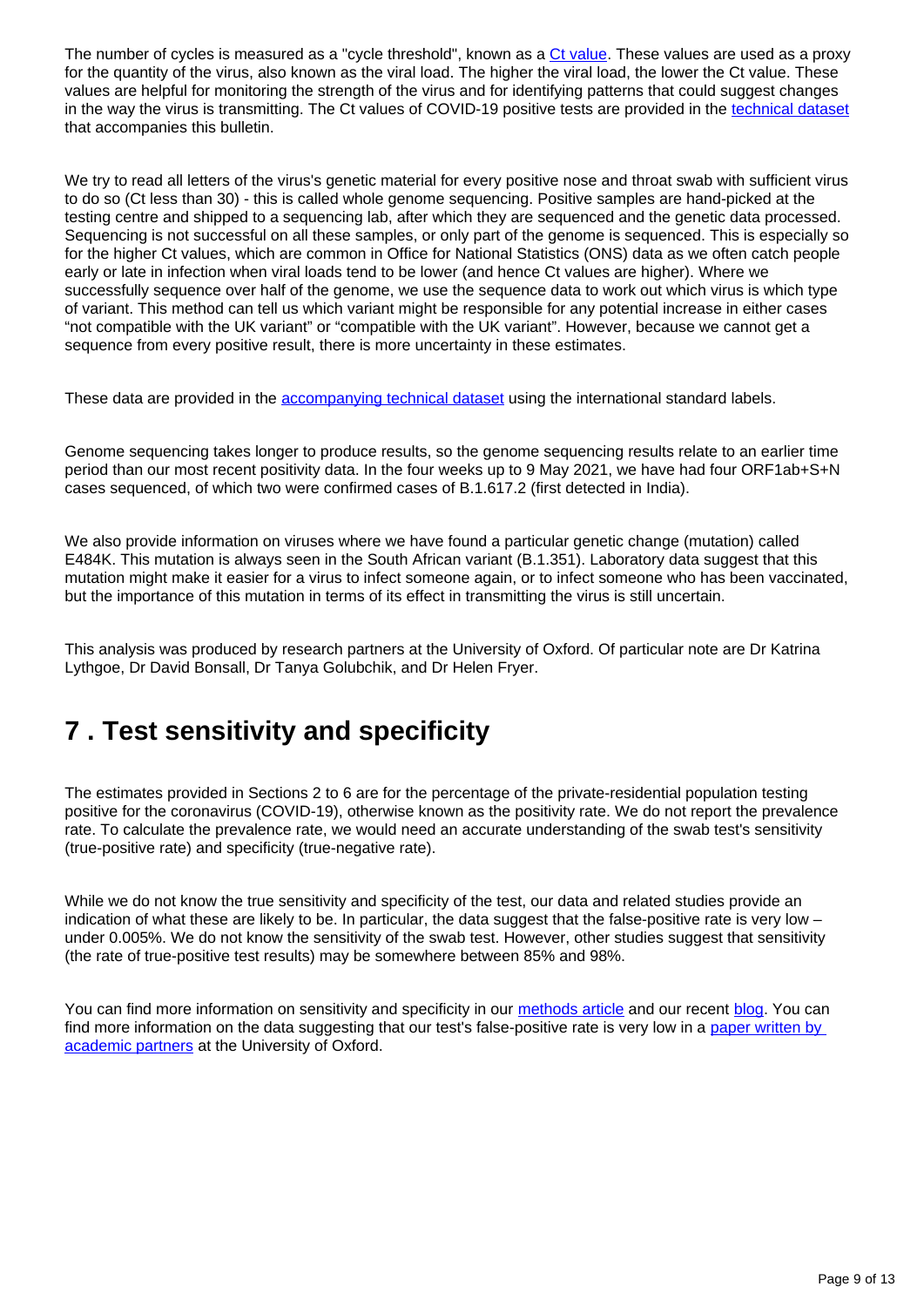The number of cycles is measured as a "cycle threshold", known as a [Ct value](). These values are used as a proxy for the quantity of the virus, also known as the viral load. The higher the viral load, the lower the Ct value. These values are helpful for monitoring the strength of the virus and for identifying patterns that could suggest changes in the way the virus is transmitting. The Ct values of COVID-19 positive tests are provided in the [technical dataset]() that accompanies this bulletin.

We try to read all letters of the virus's genetic material for every positive nose and throat swab with sufficient virus to do so (Ct less than 30) - this is called whole genome sequencing. Positive samples are hand-picked at the testing centre and shipped to a sequencing lab, after which they are sequenced and the genetic data processed. Sequencing is not successful on all these samples, or only part of the genome is sequenced. This is especially so for the higher Ct values, which are common in Office for National Statistics (ONS) data as we often catch people early or late in infection when viral loads tend to be lower (and hence Ct values are higher). Where we successfully sequence over half of the genome, we use the sequence data to work out which virus is which type of variant. This method can tell us which variant might be responsible for any potential increase in either cases "not compatible with the UK variant" or "compatible with the UK variant". However, because we cannot get a sequence from every positive result, there is more uncertainty in these estimates.

These data are provided in the [accompanying technical dataset]() using the international standard labels.

Genome sequencing takes longer to produce results, so the genome sequencing results relate to an earlier time period than our most recent positivity data. In the four weeks up to 9 May 2021, we have had four ORF1ab+S+N cases sequenced, of which two were confirmed cases of B.1.617.2 (first detected in India).

We also provide information on viruses where we have found a particular genetic change (mutation) called E484K. This mutation is always seen in the South African variant (B.1.351). Laboratory data suggest that this mutation might make it easier for a virus to infect someone again, or to infect someone who has been vaccinated, but the importance of this mutation in terms of its effect in transmitting the virus is still uncertain.

This analysis was produced by research partners at the University of Oxford. Of particular note are Dr Katrina Lythgoe, Dr David Bonsall, Dr Tanya Golubchik, and Dr Helen Fryer.

# 7 . Test sensitivity and specificity

The estimates provided in Sections 2 to 6 are for the percentage of the private-residential population testing positive for the coronavirus (COVID-19), otherwise known as the positivity rate. We do not report the prevalence rate. To calculate the prevalence rate, we would need an accurate understanding of the swab test's sensitivity (true-positive rate) and specificity (true-negative rate).

While we do not know the true sensitivity and specificity of the test, our data and related studies provide an indication of what these are likely to be. In particular, the data suggest that the false-positive rate is very low – under 0.005%. We do not know the sensitivity of the swab test. However, other studies suggest that sensitivity (the rate of true-positive test results) may be somewhere between 85% and 98%.

You can find more information on sensitivity and specificity in our [methods article]() and our recent [blog](). You can find more information on the data suggesting that our test's false-positive rate is very low in a [paper written by academic partners]() at the University of Oxford.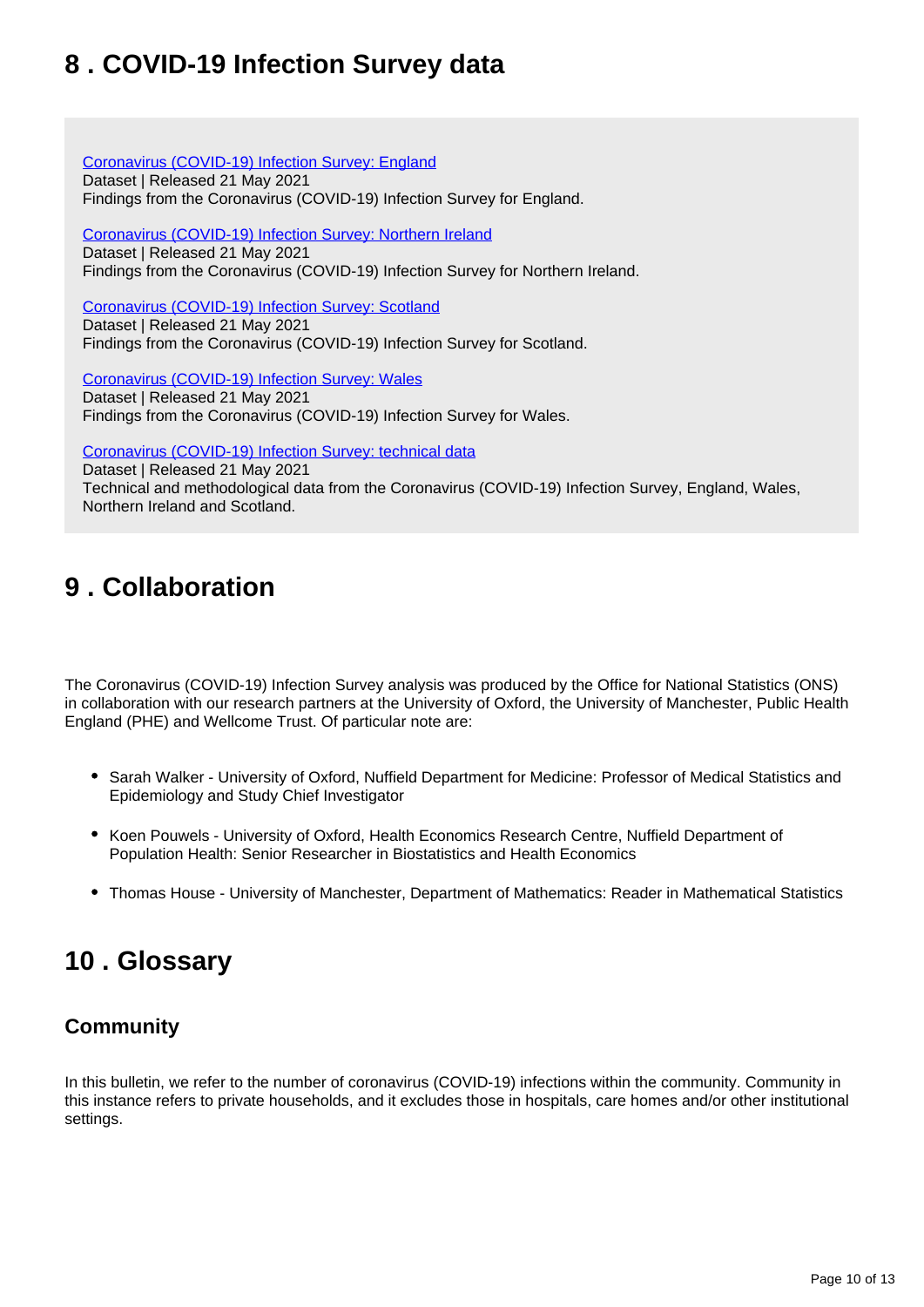## 8 . COVID-19 Infection Survey data

[Coronavirus (COVID-19) Infection Survey: England](#)
Dataset | Released 21 May 2021
Findings from the Coronavirus (COVID-19) Infection Survey for England.

[Coronavirus (COVID-19) Infection Survey: Northern Ireland](#)
Dataset | Released 21 May 2021
Findings from the Coronavirus (COVID-19) Infection Survey for Northern Ireland.

[Coronavirus (COVID-19) Infection Survey: Scotland](#)
Dataset | Released 21 May 2021
Findings from the Coronavirus (COVID-19) Infection Survey for Scotland.

[Coronavirus (COVID-19) Infection Survey: Wales](#)
Dataset | Released 21 May 2021
Findings from the Coronavirus (COVID-19) Infection Survey for Wales.

[Coronavirus (COVID-19) Infection Survey: technical data](#)
Dataset | Released 21 May 2021
Technical and methodological data from the Coronavirus (COVID-19) Infection Survey, England, Wales, Northern Ireland and Scotland.

## 9 . Collaboration

The Coronavirus (COVID-19) Infection Survey analysis was produced by the Office for National Statistics (ONS) in collaboration with our research partners at the University of Oxford, the University of Manchester, Public Health England (PHE) and Wellcome Trust. Of particular note are:

- Sarah Walker - University of Oxford, Nuffield Department for Medicine: Professor of Medical Statistics and Epidemiology and Study Chief Investigator
- Koen Pouwels - University of Oxford, Health Economics Research Centre, Nuffield Department of Population Health: Senior Researcher in Biostatistics and Health Economics
- Thomas House - University of Manchester, Department of Mathematics: Reader in Mathematical Statistics

## 10 . Glossary

### Community

In this bulletin, we refer to the number of coronavirus (COVID-19) infections within the community. Community in this instance refers to private households, and it excludes those in hospitals, care homes and/or other institutional settings.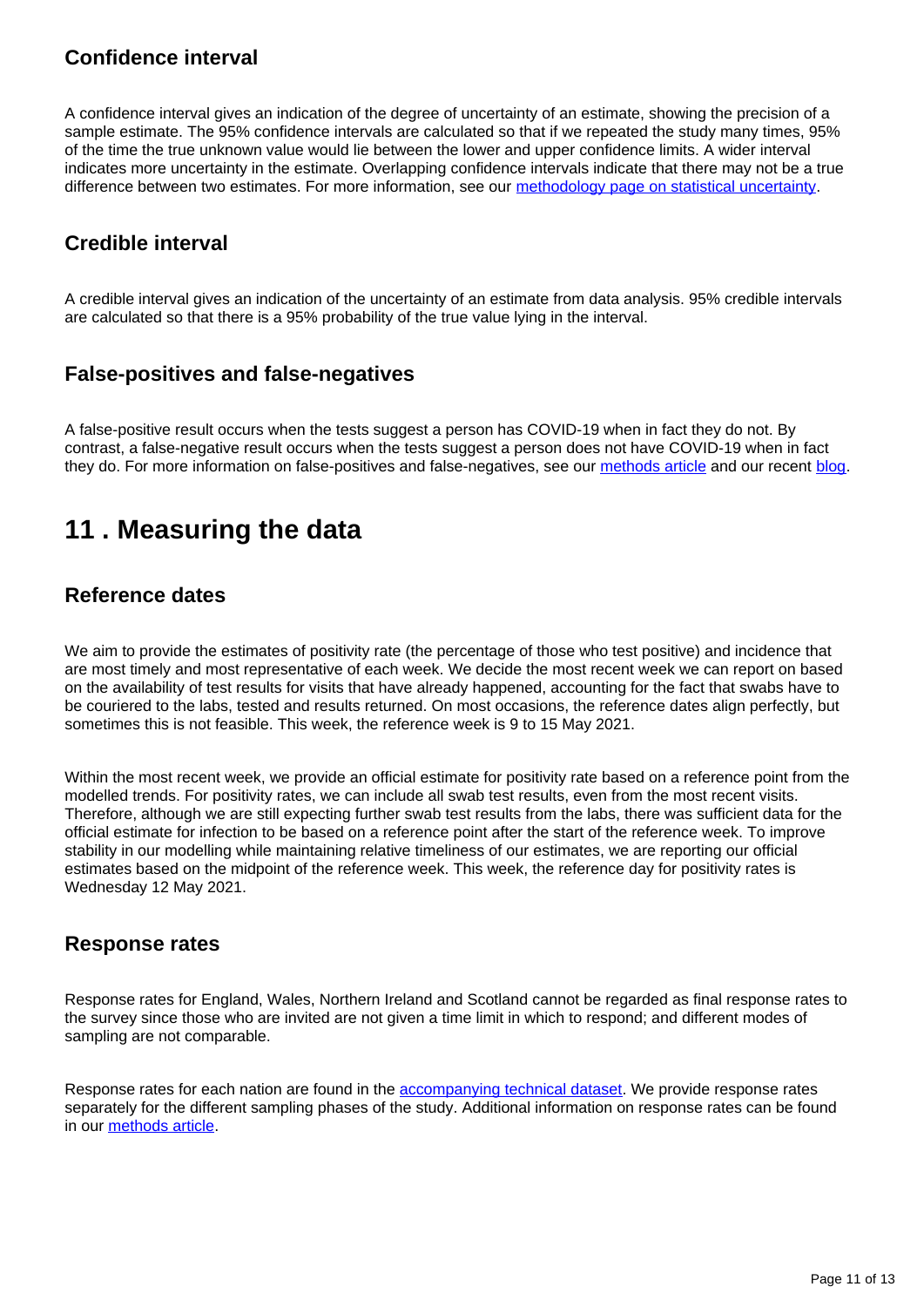### Confidence interval

A confidence interval gives an indication of the degree of uncertainty of an estimate, showing the precision of a sample estimate. The 95% confidence intervals are calculated so that if we repeated the study many times, 95% of the time the true unknown value would lie between the lower and upper confidence limits. A wider interval indicates more uncertainty in the estimate. Overlapping confidence intervals indicate that there may not be a true difference between two estimates. For more information, see our [methodology page on statistical uncertainty](methodology page on statistical uncertainty).

### Credible interval

A credible interval gives an indication of the uncertainty of an estimate from data analysis. 95% credible intervals are calculated so that there is a 95% probability of the true value lying in the interval.

### False-positives and false-negatives

A false-positive result occurs when the tests suggest a person has COVID-19 when in fact they do not. By contrast, a false-negative result occurs when the tests suggest a person does not have COVID-19 when in fact they do. For more information on false-positives and false-negatives, see our [methods article](methods article) and our recent [blog](blog).

## 11 . Measuring the data

### Reference dates

We aim to provide the estimates of positivity rate (the percentage of those who test positive) and incidence that are most timely and most representative of each week. We decide the most recent week we can report on based on the availability of test results for visits that have already happened, accounting for the fact that swabs have to be couriered to the labs, tested and results returned. On most occasions, the reference dates align perfectly, but sometimes this is not feasible. This week, the reference week is 9 to 15 May 2021.

Within the most recent week, we provide an official estimate for positivity rate based on a reference point from the modelled trends. For positivity rates, we can include all swab test results, even from the most recent visits. Therefore, although we are still expecting further swab test results from the labs, there was sufficient data for the official estimate for infection to be based on a reference point after the start of the reference week. To improve stability in our modelling while maintaining relative timeliness of our estimates, we are reporting our official estimates based on the midpoint of the reference week. This week, the reference day for positivity rates is Wednesday 12 May 2021.

### Response rates

Response rates for England, Wales, Northern Ireland and Scotland cannot be regarded as final response rates to the survey since those who are invited are not given a time limit in which to respond; and different modes of sampling are not comparable.

Response rates for each nation are found in the [accompanying technical dataset](accompanying technical dataset). We provide response rates separately for the different sampling phases of the study. Additional information on response rates can be found in our [methods article](methods article).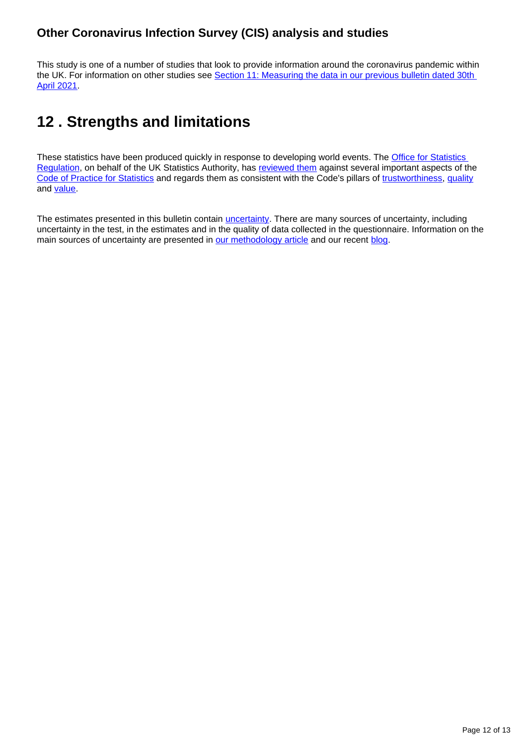### Other Coronavirus Infection Survey (CIS) analysis and studies

This study is one of a number of studies that look to provide information around the coronavirus pandemic within the UK. For information on other studies see [Section 11: Measuring the data in our previous bulletin dated 30th April 2021](#).

## 12 . Strengths and limitations

These statistics have been produced quickly in response to developing world events. The [Office for Statistics Regulation](#), on behalf of the UK Statistics Authority, has [reviewed them](#) against several important aspects of the [Code of Practice for Statistics](#) and regards them as consistent with the Code's pillars of [trustworthiness](#), [quality](#) and [value](#).

The estimates presented in this bulletin contain [uncertainty](#). There are many sources of uncertainty, including uncertainty in the test, in the estimates and in the quality of data collected in the questionnaire. Information on the main sources of uncertainty are presented in [our methodology article](#) and our recent [blog](#).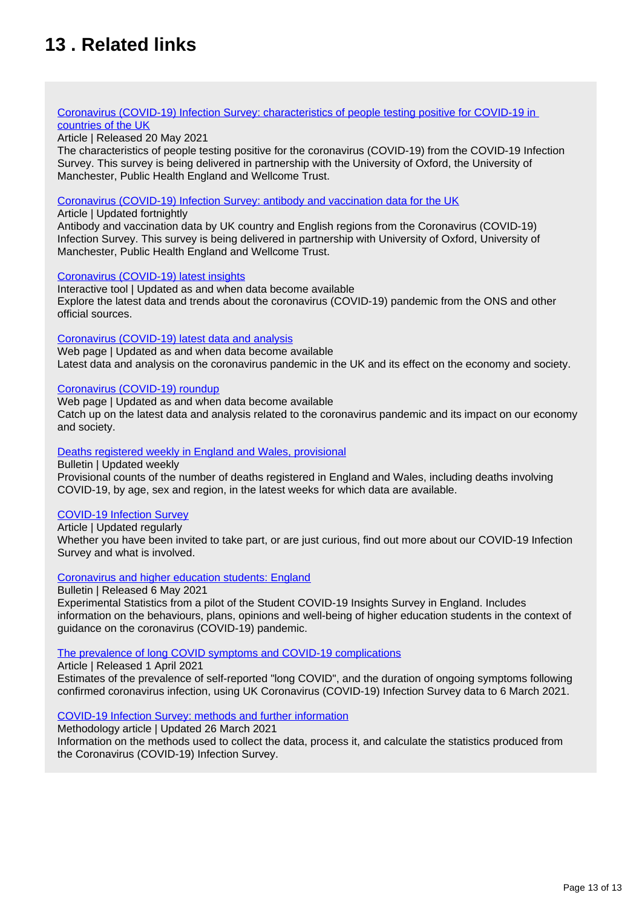# 13 . Related links

[Coronavirus (COVID-19) Infection Survey: characteristics of people testing positive for COVID-19 in countries of the UK]
Article | Released 20 May 2021
The characteristics of people testing positive for the coronavirus (COVID-19) from the COVID-19 Infection Survey. This survey is being delivered in partnership with the University of Oxford, the University of Manchester, Public Health England and Wellcome Trust.

[Coronavirus (COVID-19) Infection Survey: antibody and vaccination data for the UK]
Article | Updated fortnightly
Antibody and vaccination data by UK country and English regions from the Coronavirus (COVID-19) Infection Survey. This survey is being delivered in partnership with University of Oxford, University of Manchester, Public Health England and Wellcome Trust.

[Coronavirus (COVID-19) latest insights]
Interactive tool | Updated as and when data become available
Explore the latest data and trends about the coronavirus (COVID-19) pandemic from the ONS and other official sources.

[Coronavirus (COVID-19) latest data and analysis]
Web page | Updated as and when data become available
Latest data and analysis on the coronavirus pandemic in the UK and its effect on the economy and society.

[Coronavirus (COVID-19) roundup]
Web page | Updated as and when data become available
Catch up on the latest data and analysis related to the coronavirus pandemic and its impact on our economy and society.

[Deaths registered weekly in England and Wales, provisional]
Bulletin | Updated weekly
Provisional counts of the number of deaths registered in England and Wales, including deaths involving COVID-19, by age, sex and region, in the latest weeks for which data are available.

[COVID-19 Infection Survey]
Article | Updated regularly
Whether you have been invited to take part, or are just curious, find out more about our COVID-19 Infection Survey and what is involved.

[Coronavirus and higher education students: England]
Bulletin | Released 6 May 2021
Experimental Statistics from a pilot of the Student COVID-19 Insights Survey in England. Includes information on the behaviours, plans, opinions and well-being of higher education students in the context of guidance on the coronavirus (COVID-19) pandemic.

[The prevalence of long COVID symptoms and COVID-19 complications]
Article | Released 1 April 2021
Estimates of the prevalence of self-reported "long COVID", and the duration of ongoing symptoms following confirmed coronavirus infection, using UK Coronavirus (COVID-19) Infection Survey data to 6 March 2021.

[COVID-19 Infection Survey: methods and further information]
Methodology article | Updated 26 March 2021
Information on the methods used to collect the data, process it, and calculate the statistics produced from the Coronavirus (COVID-19) Infection Survey.